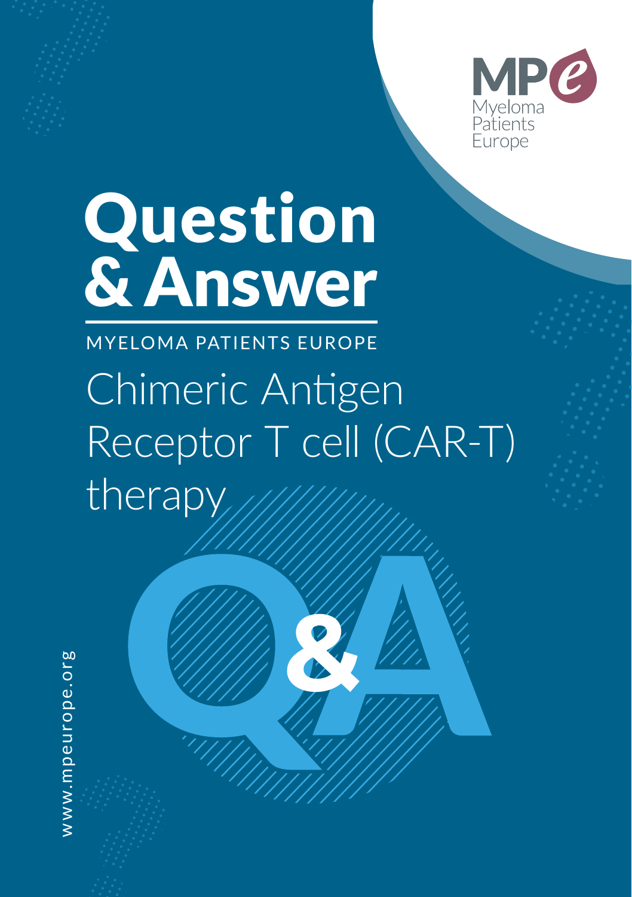MPe Myeloma Patients Europe

# Question & Answer

MYELOMA PATIENTS EUROPE

## Chimeric Antigen Receptor T cell (CAR-T) therapy

Q&A

www.mpeurope.org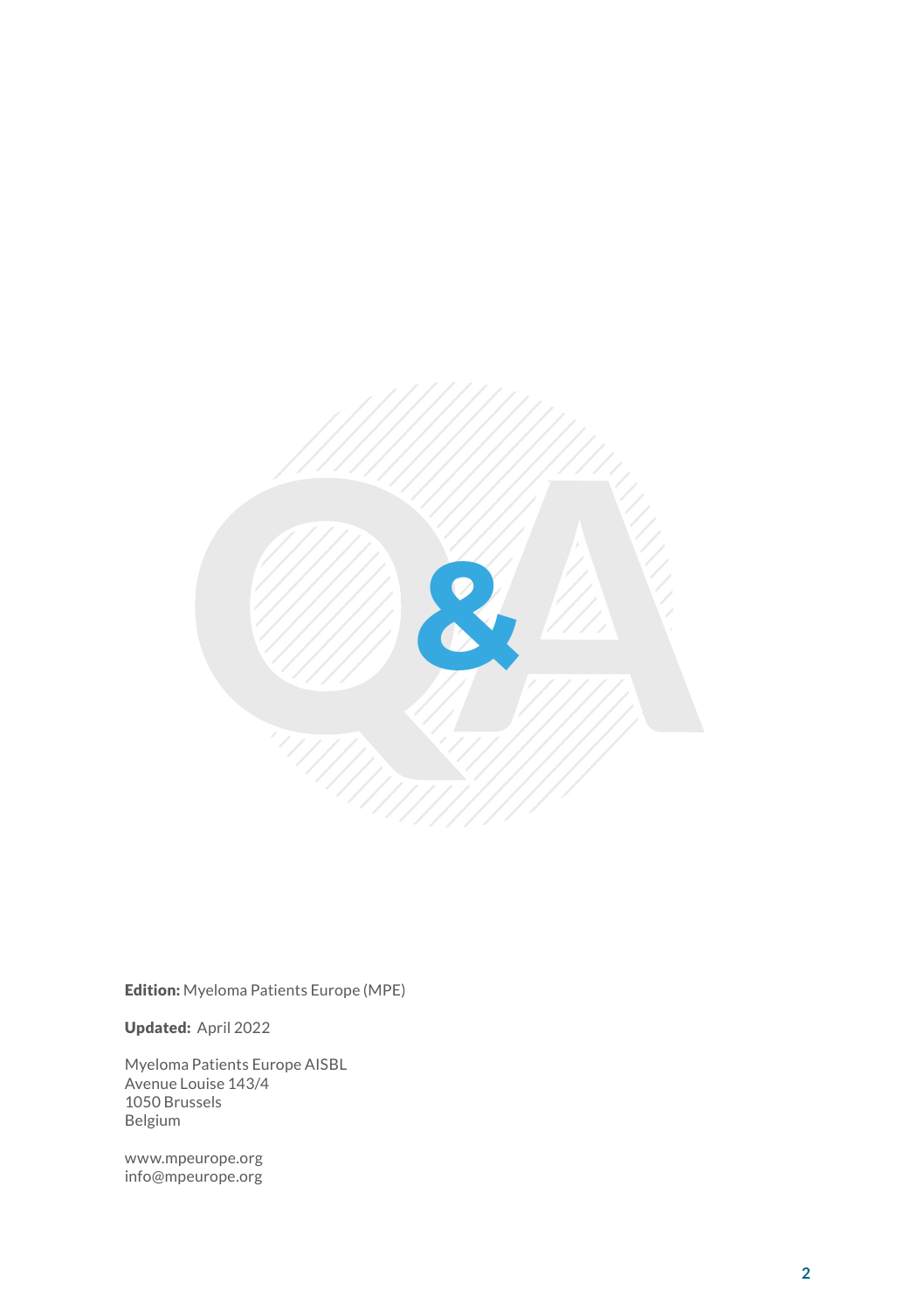**Edition:** Myeloma Patients Europe (MPE)

**Updated:** April 2022

Myeloma Patients Europe AISBL
Avenue Louise 143/4
1050 Brussels
Belgium

www.mpeurope.org
info@mpeurope.org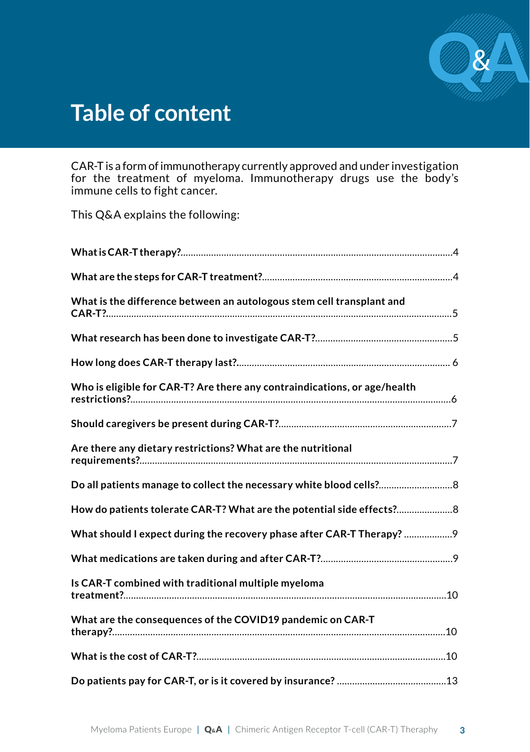# Table of content

CAR-T is a form of immunotherapy currently approved and under investigation for the treatment of myeloma. Immunotherapy drugs use the body's immune cells to fight cancer.

This Q&A explains the following:

**What is CAR-T therapy?**..........4

**What are the steps for CAR-T treatment?**..........4

**What is the difference between an autologous stem cell transplant and CAR-T?**..........5

**What research has been done to investigate CAR-T?**..........5

**How long does CAR-T therapy last?**..........6

**Who is eligible for CAR-T? Are there any contraindications, or age/health restrictions?**..........6

**Should caregivers be present during CAR-T?**..........7

**Are there any dietary restrictions? What are the nutritional requirements?**..........7

**Do all patients manage to collect the necessary white blood cells?**..........8

**How do patients tolerate CAR-T? What are the potential side effects?**..........8

**What should I expect during the recovery phase after CAR-T Therapy?**..........9

**What medications are taken during and after CAR-T?**..........9

**Is CAR-T combined with traditional multiple myeloma treatment?**..........10

**What are the consequences of the COVID19 pandemic on CAR-T therapy?**..........10

**What is the cost of CAR-T?**..........10

**Do patients pay for CAR-T, or is it covered by insurance?**..........13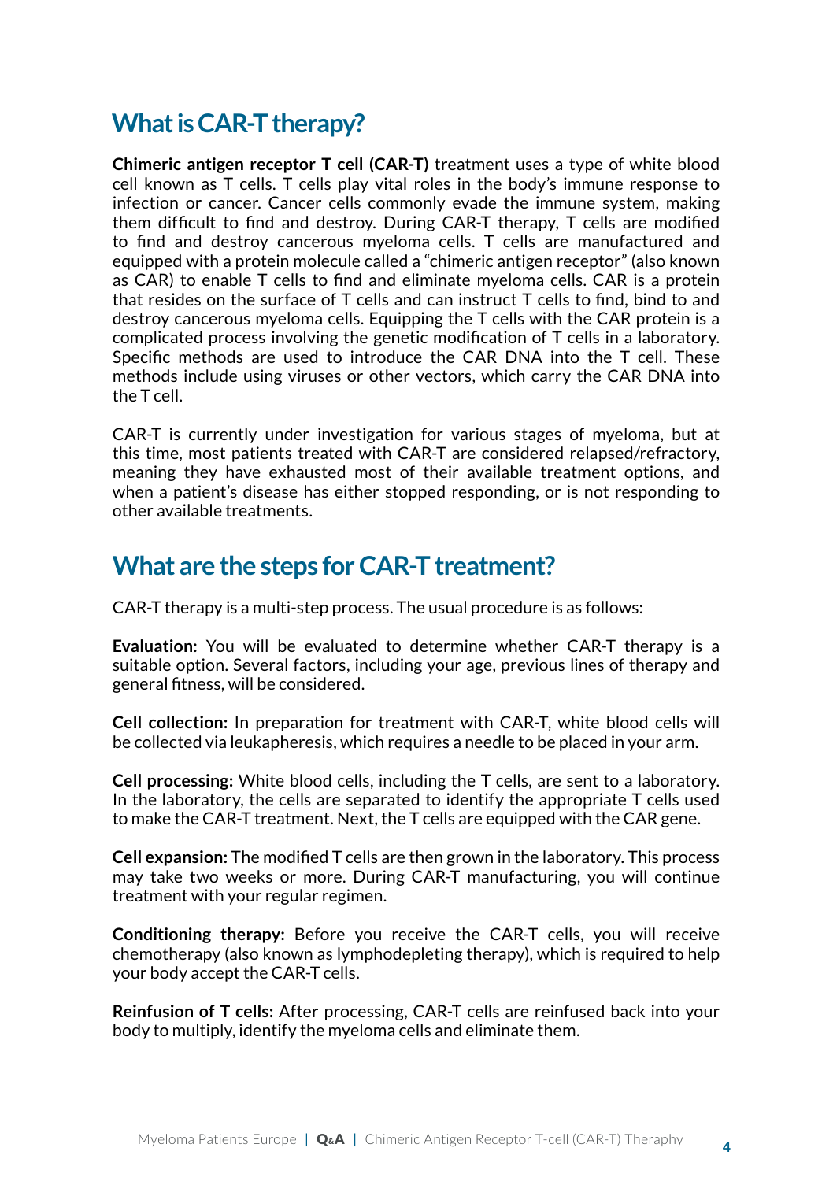## What is CAR-T therapy?

**Chimeric antigen receptor T cell (CAR-T)** treatment uses a type of white blood cell known as T cells. T cells play vital roles in the body's immune response to infection or cancer. Cancer cells commonly evade the immune system, making them difficult to find and destroy. During CAR-T therapy, T cells are modified to find and destroy cancerous myeloma cells. T cells are manufactured and equipped with a protein molecule called a "chimeric antigen receptor" (also known as CAR) to enable T cells to find and eliminate myeloma cells. CAR is a protein that resides on the surface of T cells and can instruct T cells to find, bind to and destroy cancerous myeloma cells. Equipping the T cells with the CAR protein is a complicated process involving the genetic modification of T cells in a laboratory. Specific methods are used to introduce the CAR DNA into the T cell. These methods include using viruses or other vectors, which carry the CAR DNA into the T cell.

CAR-T is currently under investigation for various stages of myeloma, but at this time, most patients treated with CAR-T are considered relapsed/refractory, meaning they have exhausted most of their available treatment options, and when a patient's disease has either stopped responding, or is not responding to other available treatments.

## What are the steps for CAR-T treatment?

CAR-T therapy is a multi-step process. The usual procedure is as follows:

**Evaluation:** You will be evaluated to determine whether CAR-T therapy is a suitable option. Several factors, including your age, previous lines of therapy and general fitness, will be considered.

**Cell collection:** In preparation for treatment with CAR-T, white blood cells will be collected via leukapheresis, which requires a needle to be placed in your arm.

**Cell processing:** White blood cells, including the T cells, are sent to a laboratory. In the laboratory, the cells are separated to identify the appropriate T cells used to make the CAR-T treatment. Next, the T cells are equipped with the CAR gene.

**Cell expansion:** The modified T cells are then grown in the laboratory. This process may take two weeks or more. During CAR-T manufacturing, you will continue treatment with your regular regimen.

**Conditioning therapy:** Before you receive the CAR-T cells, you will receive chemotherapy (also known as lymphodepleting therapy), which is required to help your body accept the CAR-T cells.

**Reinfusion of T cells:** After processing, CAR-T cells are reinfused back into your body to multiply, identify the myeloma cells and eliminate them.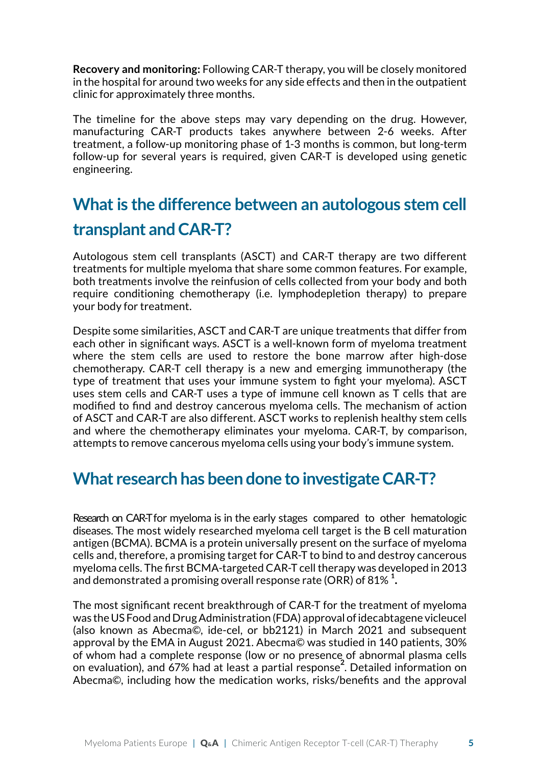**Recovery and monitoring:** Following CAR-T therapy, you will be closely monitored in the hospital for around two weeks for any side effects and then in the outpatient clinic for approximately three months.

The timeline for the above steps may vary depending on the drug. However, manufacturing CAR-T products takes anywhere between 2-6 weeks. After treatment, a follow-up monitoring phase of 1-3 months is common, but long-term follow-up for several years is required, given CAR-T is developed using genetic engineering.

## What is the difference between an autologous stem cell transplant and CAR-T?

Autologous stem cell transplants (ASCT) and CAR-T therapy are two different treatments for multiple myeloma that share some common features. For example, both treatments involve the reinfusion of cells collected from your body and both require conditioning chemotherapy (i.e. lymphodepletion therapy) to prepare your body for treatment.

Despite some similarities, ASCT and CAR-T are unique treatments that differ from each other in significant ways. ASCT is a well-known form of myeloma treatment where the stem cells are used to restore the bone marrow after high-dose chemotherapy. CAR-T cell therapy is a new and emerging immunotherapy (the type of treatment that uses your immune system to fight your myeloma). ASCT uses stem cells and CAR-T uses a type of immune cell known as T cells that are modified to find and destroy cancerous myeloma cells. The mechanism of action of ASCT and CAR-T are also different. ASCT works to replenish healthy stem cells and where the chemotherapy eliminates your myeloma. CAR-T, by comparison, attempts to remove cancerous myeloma cells using your body's immune system.

## What research has been done to investigate CAR-T?

Research on CAR-T for myeloma is in the early stages compared to other hematologic diseases. The most widely researched myeloma cell target is the B cell maturation antigen (BCMA). BCMA is a protein universally present on the surface of myeloma cells and, therefore, a promising target for CAR-T to bind to and destroy cancerous myeloma cells. The first BCMA-targeted CAR-T cell therapy was developed in 2013 and demonstrated a promising overall response rate (ORR) of 81% [1].

The most significant recent breakthrough of CAR-T for the treatment of myeloma was the US Food and Drug Administration (FDA) approval of idecabtagene vicleucel (also known as Abecma©, ide-cel, or bb2121) in March 2021 and subsequent approval by the EMA in August 2021. Abecma© was studied in 140 patients, 30% of whom had a complete response (low or no presence of abnormal plasma cells on evaluation), and 67% had at least a partial response[2]. Detailed information on Abecma©, including how the medication works, risks/benefits and the approval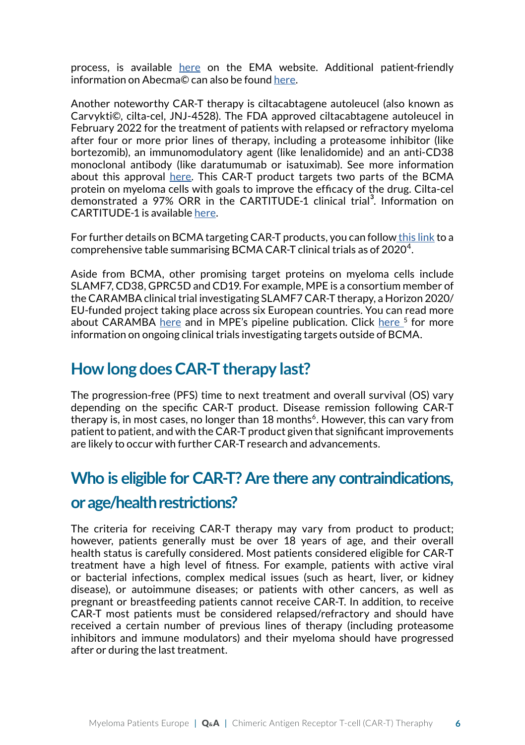process, is available here on the EMA website. Additional patient-friendly information on Abecma© can also be found here.

Another noteworthy CAR-T therapy is ciltacabtagene autoleucel (also known as Carvykti©, cilta-cel, JNJ-4528). The FDA approved ciltacabtagene autoleucel in February 2022 for the treatment of patients with relapsed or refractory myeloma after four or more prior lines of therapy, including a proteasome inhibitor (like bortezomib), an immunomodulatory agent (like lenalidomide) and an anti-CD38 monoclonal antibody (like daratumumab or isatuximab). See more information about this approval here. This CAR-T product targets two parts of the BCMA protein on myeloma cells with goals to improve the efficacy of the drug. Cilta-cel demonstrated a 97% ORR in the CARTITUDE-1 clinical trial[3]. Information on CARTITUDE-1 is available here.

For further details on BCMA targeting CAR-T products, you can follow this link to a comprehensive table summarising BCMA CAR-T clinical trials as of 2020[4].

Aside from BCMA, other promising target proteins on myeloma cells include SLAMF7, CD38, GPRC5D and CD19. For example, MPE is a consortium member of the CARAMBA clinical trial investigating SLAMF7 CAR-T therapy, a Horizon 2020/ EU-funded project taking place across six European countries. You can read more about CARAMBA here and in MPE's pipeline publication. Click here [5] for more information on ongoing clinical trials investigating targets outside of BCMA.

## How long does CAR-T therapy last?

The progression-free (PFS) time to next treatment and overall survival (OS) vary depending on the specific CAR-T product. Disease remission following CAR-T therapy is, in most cases, no longer than 18 months[6]. However, this can vary from patient to patient, and with the CAR-T product given that significant improvements are likely to occur with further CAR-T research and advancements.

## Who is eligible for CAR-T? Are there any contraindications, or age/health restrictions?

The criteria for receiving CAR-T therapy may vary from product to product; however, patients generally must be over 18 years of age, and their overall health status is carefully considered. Most patients considered eligible for CAR-T treatment have a high level of fitness. For example, patients with active viral or bacterial infections, complex medical issues (such as heart, liver, or kidney disease), or autoimmune diseases; or patients with other cancers, as well as pregnant or breastfeeding patients cannot receive CAR-T. In addition, to receive CAR-T most patients must be considered relapsed/refractory and should have received a certain number of previous lines of therapy (including proteasome inhibitors and immune modulators) and their myeloma should have progressed after or during the last treatment.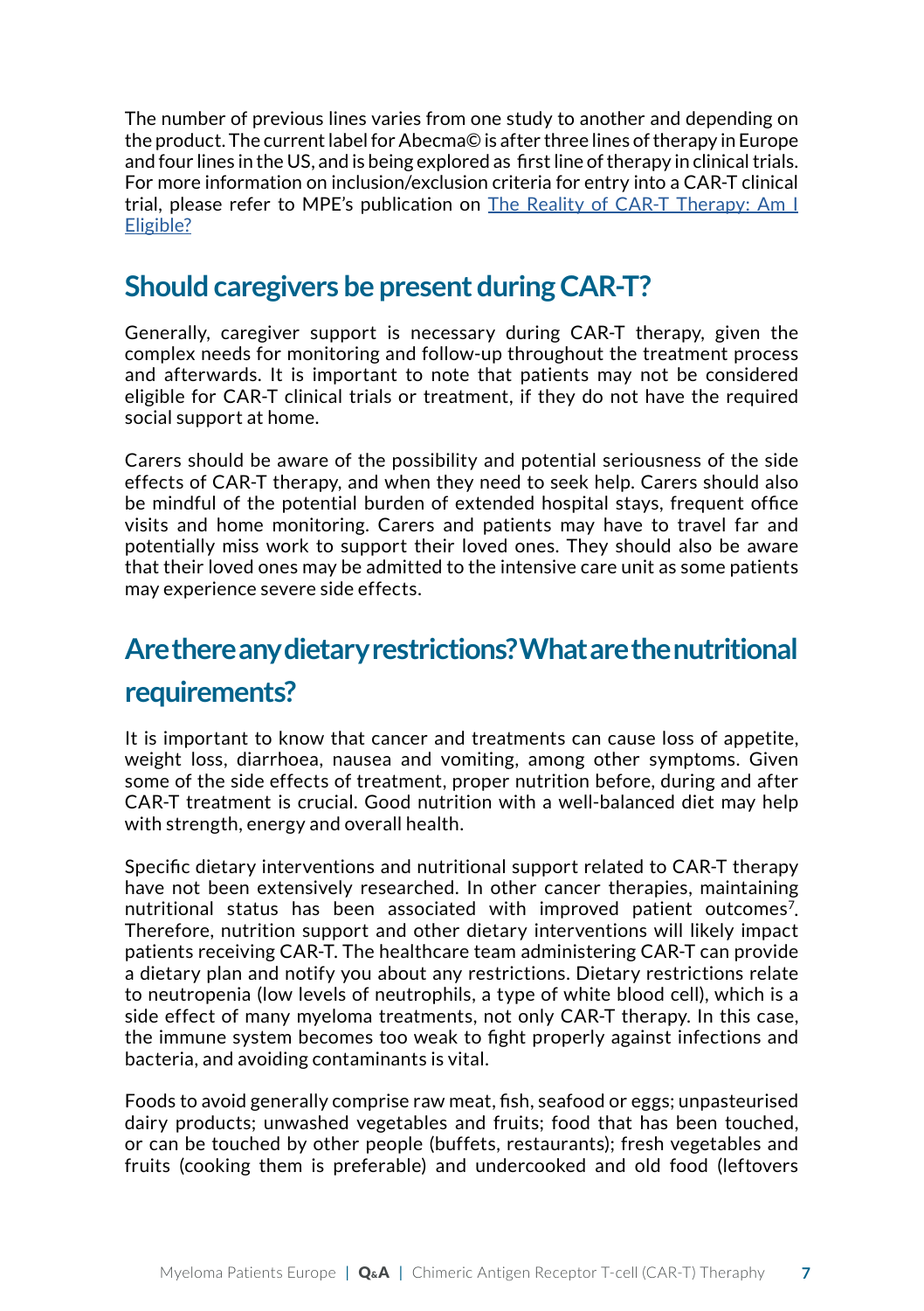The number of previous lines varies from one study to another and depending on the product. The current label for Abecma© is after three lines of therapy in Europe and four lines in the US, and is being explored as first line of therapy in clinical trials. For more information on inclusion/exclusion criteria for entry into a CAR-T clinical trial, please refer to MPE's publication on The Reality of CAR-T Therapy: Am I Eligible?

## Should caregivers be present during CAR-T?

Generally, caregiver support is necessary during CAR-T therapy, given the complex needs for monitoring and follow-up throughout the treatment process and afterwards. It is important to note that patients may not be considered eligible for CAR-T clinical trials or treatment, if they do not have the required social support at home.

Carers should be aware of the possibility and potential seriousness of the side effects of CAR-T therapy, and when they need to seek help. Carers should also be mindful of the potential burden of extended hospital stays, frequent office visits and home monitoring. Carers and patients may have to travel far and potentially miss work to support their loved ones. They should also be aware that their loved ones may be admitted to the intensive care unit as some patients may experience severe side effects.

## Are there any dietary restrictions? What are the nutritional requirements?

It is important to know that cancer and treatments can cause loss of appetite, weight loss, diarrhoea, nausea and vomiting, among other symptoms. Given some of the side effects of treatment, proper nutrition before, during and after CAR-T treatment is crucial. Good nutrition with a well-balanced diet may help with strength, energy and overall health.

Specific dietary interventions and nutritional support related to CAR-T therapy have not been extensively researched. In other cancer therapies, maintaining nutritional status has been associated with improved patient outcomes[7]. Therefore, nutrition support and other dietary interventions will likely impact patients receiving CAR-T. The healthcare team administering CAR-T can provide a dietary plan and notify you about any restrictions. Dietary restrictions relate to neutropenia (low levels of neutrophils, a type of white blood cell), which is a side effect of many myeloma treatments, not only CAR-T therapy. In this case, the immune system becomes too weak to fight properly against infections and bacteria, and avoiding contaminants is vital.

Foods to avoid generally comprise raw meat, fish, seafood or eggs; unpasteurised dairy products; unwashed vegetables and fruits; food that has been touched, or can be touched by other people (buffets, restaurants); fresh vegetables and fruits (cooking them is preferable) and undercooked and old food (leftovers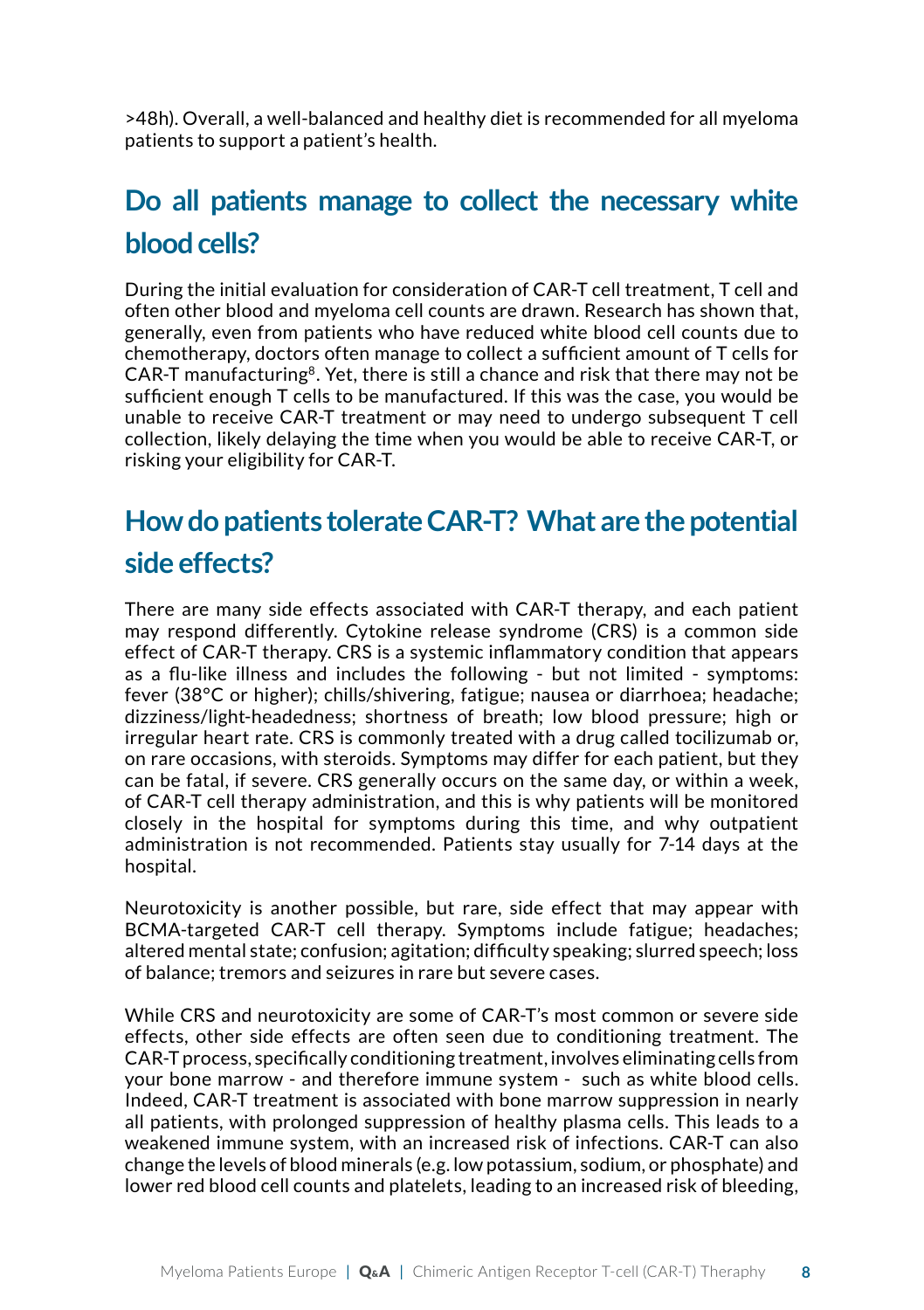>48h). Overall, a well-balanced and healthy diet is recommended for all myeloma patients to support a patient's health.

## Do all patients manage to collect the necessary white blood cells?

During the initial evaluation for consideration of CAR-T cell treatment, T cell and often other blood and myeloma cell counts are drawn. Research has shown that, generally, even from patients who have reduced white blood cell counts due to chemotherapy, doctors often manage to collect a sufficient amount of T cells for CAR-T manufacturing[8]. Yet, there is still a chance and risk that there may not be sufficient enough T cells to be manufactured. If this was the case, you would be unable to receive CAR-T treatment or may need to undergo subsequent T cell collection, likely delaying the time when you would be able to receive CAR-T, or risking your eligibility for CAR-T.

## How do patients tolerate CAR-T? What are the potential side effects?

There are many side effects associated with CAR-T therapy, and each patient may respond differently. Cytokine release syndrome (CRS) is a common side effect of CAR-T therapy. CRS is a systemic inflammatory condition that appears as a flu-like illness and includes the following - but not limited - symptoms: fever (38°C or higher); chills/shivering, fatigue; nausea or diarrhoea; headache; dizziness/light-headedness; shortness of breath; low blood pressure; high or irregular heart rate. CRS is commonly treated with a drug called tocilizumab or, on rare occasions, with steroids. Symptoms may differ for each patient, but they can be fatal, if severe. CRS generally occurs on the same day, or within a week, of CAR-T cell therapy administration, and this is why patients will be monitored closely in the hospital for symptoms during this time, and why outpatient administration is not recommended. Patients stay usually for 7-14 days at the hospital.

Neurotoxicity is another possible, but rare, side effect that may appear with BCMA-targeted CAR-T cell therapy. Symptoms include fatigue; headaches; altered mental state; confusion; agitation; difficulty speaking; slurred speech; loss of balance; tremors and seizures in rare but severe cases.

While CRS and neurotoxicity are some of CAR-T's most common or severe side effects, other side effects are often seen due to conditioning treatment. The CAR-T process, specifically conditioning treatment, involves eliminating cells from your bone marrow - and therefore immune system - such as white blood cells. Indeed, CAR-T treatment is associated with bone marrow suppression in nearly all patients, with prolonged suppression of healthy plasma cells. This leads to a weakened immune system, with an increased risk of infections. CAR-T can also change the levels of blood minerals (e.g. low potassium, sodium, or phosphate) and lower red blood cell counts and platelets, leading to an increased risk of bleeding,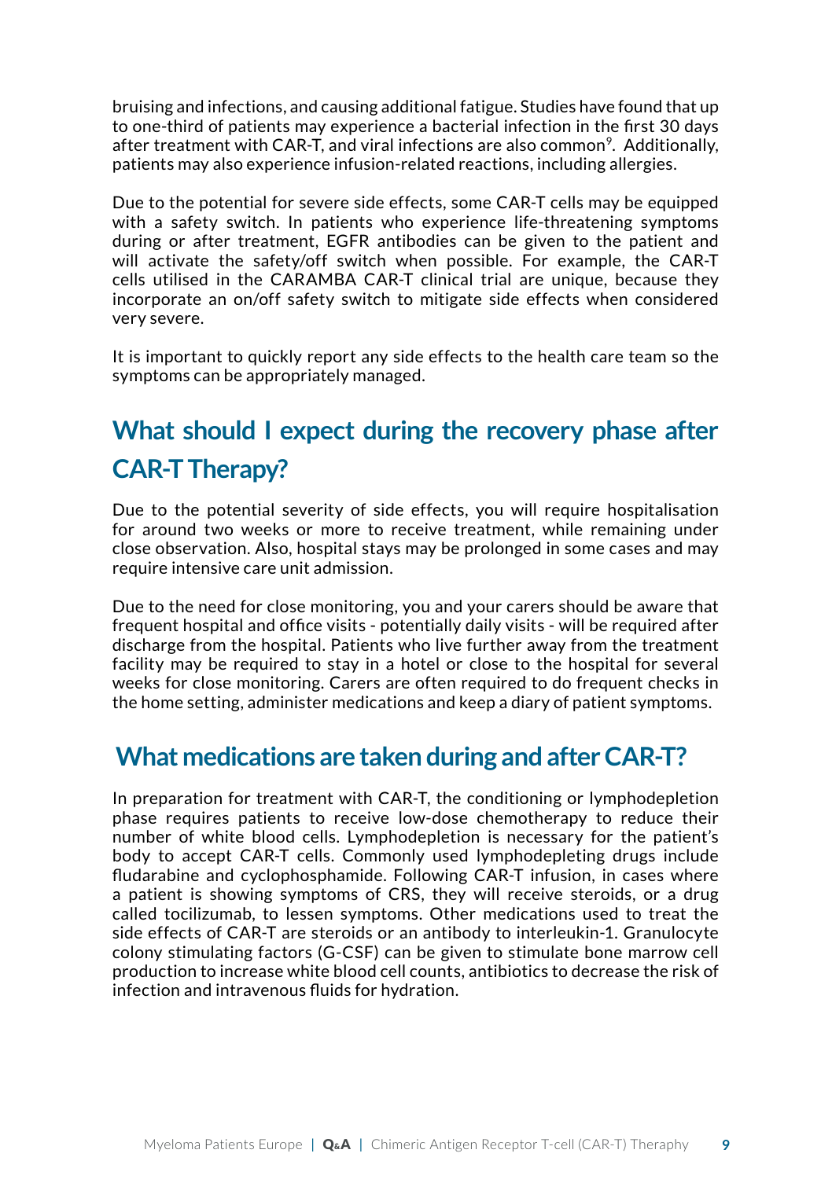bruising and infections, and causing additional fatigue. Studies have found that up to one-third of patients may experience a bacterial infection in the first 30 days after treatment with CAR-T, and viral infections are also common[9]. Additionally, patients may also experience infusion-related reactions, including allergies.

Due to the potential for severe side effects, some CAR-T cells may be equipped with a safety switch. In patients who experience life-threatening symptoms during or after treatment, EGFR antibodies can be given to the patient and will activate the safety/off switch when possible. For example, the CAR-T cells utilised in the CARAMBA CAR-T clinical trial are unique, because they incorporate an on/off safety switch to mitigate side effects when considered very severe.

It is important to quickly report any side effects to the health care team so the symptoms can be appropriately managed.

## What should I expect during the recovery phase after CAR-T Therapy?

Due to the potential severity of side effects, you will require hospitalisation for around two weeks or more to receive treatment, while remaining under close observation. Also, hospital stays may be prolonged in some cases and may require intensive care unit admission.

Due to the need for close monitoring, you and your carers should be aware that frequent hospital and office visits - potentially daily visits - will be required after discharge from the hospital. Patients who live further away from the treatment facility may be required to stay in a hotel or close to the hospital for several weeks for close monitoring. Carers are often required to do frequent checks in the home setting, administer medications and keep a diary of patient symptoms.

## What medications are taken during and after CAR-T?

In preparation for treatment with CAR-T, the conditioning or lymphodepletion phase requires patients to receive low-dose chemotherapy to reduce their number of white blood cells. Lymphodepletion is necessary for the patient's body to accept CAR-T cells. Commonly used lymphodepleting drugs include fludarabine and cyclophosphamide. Following CAR-T infusion, in cases where a patient is showing symptoms of CRS, they will receive steroids, or a drug called tocilizumab, to lessen symptoms. Other medications used to treat the side effects of CAR-T are steroids or an antibody to interleukin-1. Granulocyte colony stimulating factors (G-CSF) can be given to stimulate bone marrow cell production to increase white blood cell counts, antibiotics to decrease the risk of infection and intravenous fluids for hydration.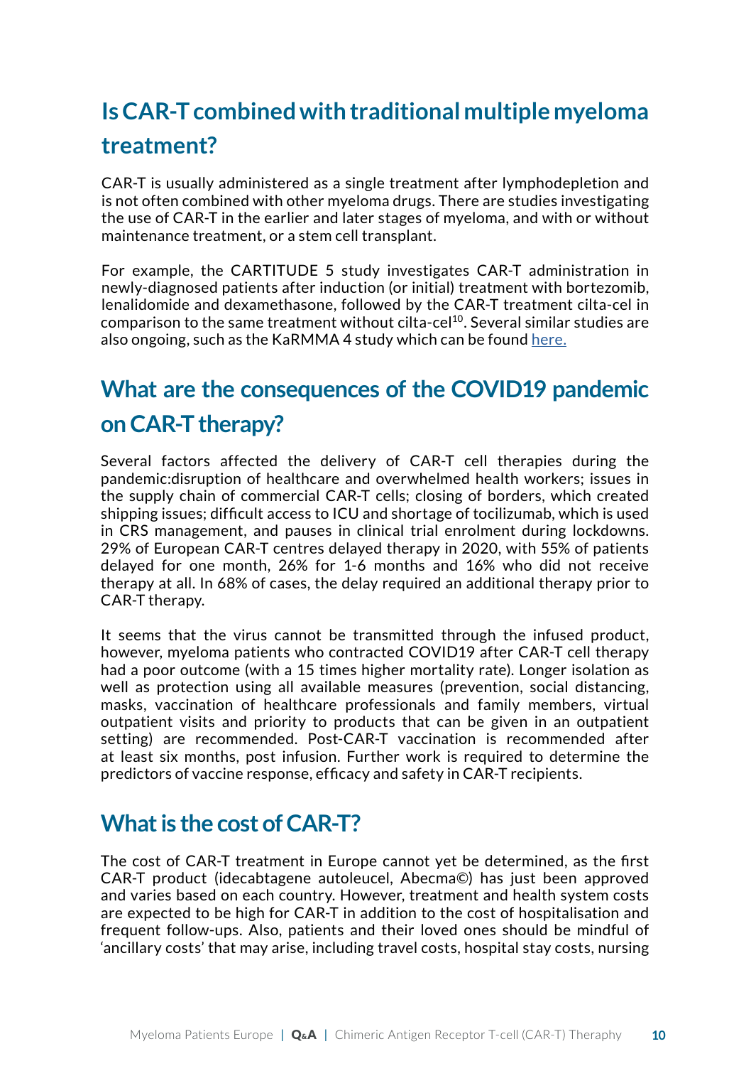## Is CAR-T combined with traditional multiple myeloma treatment?

CAR-T is usually administered as a single treatment after lymphodepletion and is not often combined with other myeloma drugs. There are studies investigating the use of CAR-T in the earlier and later stages of myeloma, and with or without maintenance treatment, or a stem cell transplant.

For example, the CARTITUDE 5 study investigates CAR-T administration in newly-diagnosed patients after induction (or initial) treatment with bortezomib, lenalidomide and dexamethasone, followed by the CAR-T treatment cilta-cel in comparison to the same treatment without cilta-cel[10]. Several similar studies are also ongoing, such as the KaRMMA 4 study which can be found here.

## What are the consequences of the COVID19 pandemic on CAR-T therapy?

Several factors affected the delivery of CAR-T cell therapies during the pandemic:disruption of healthcare and overwhelmed health workers; issues in the supply chain of commercial CAR-T cells; closing of borders, which created shipping issues; difficult access to ICU and shortage of tocilizumab, which is used in CRS management, and pauses in clinical trial enrolment during lockdowns. 29% of European CAR-T centres delayed therapy in 2020, with 55% of patients delayed for one month, 26% for 1-6 months and 16% who did not receive therapy at all. In 68% of cases, the delay required an additional therapy prior to CAR-T therapy.

It seems that the virus cannot be transmitted through the infused product, however, myeloma patients who contracted COVID19 after CAR-T cell therapy had a poor outcome (with a 15 times higher mortality rate). Longer isolation as well as protection using all available measures (prevention, social distancing, masks, vaccination of healthcare professionals and family members, virtual outpatient visits and priority to products that can be given in an outpatient setting) are recommended. Post-CAR-T vaccination is recommended after at least six months, post infusion. Further work is required to determine the predictors of vaccine response, efficacy and safety in CAR-T recipients.

## What is the cost of CAR-T?

The cost of CAR-T treatment in Europe cannot yet be determined, as the first CAR-T product (idecabtagene autoleucel, Abecma©) has just been approved and varies based on each country. However, treatment and health system costs are expected to be high for CAR-T in addition to the cost of hospitalisation and frequent follow-ups. Also, patients and their loved ones should be mindful of 'ancillary costs' that may arise, including travel costs, hospital stay costs, nursing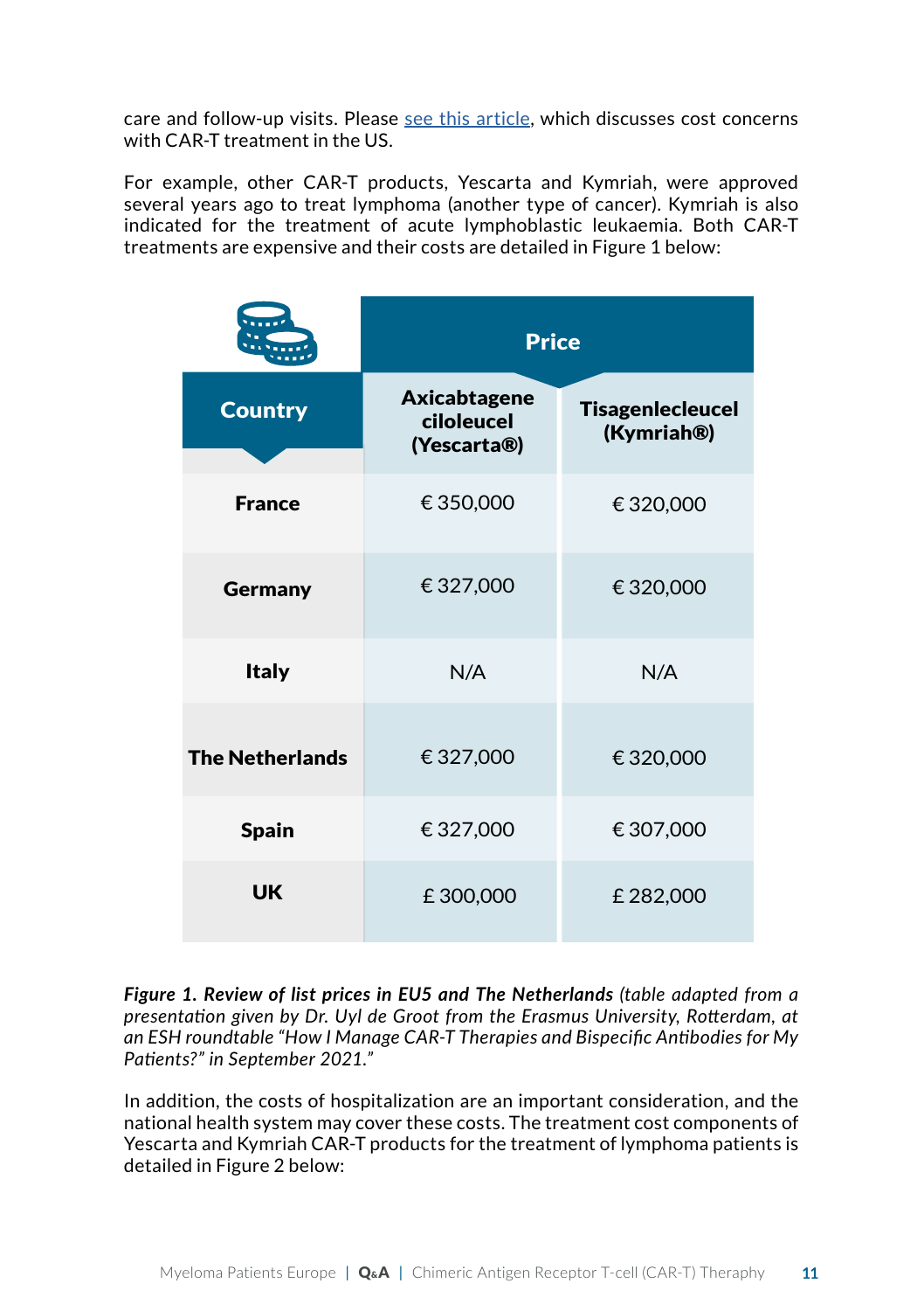care and follow-up visits. Please [see this article](), which discusses cost concerns with CAR-T treatment in the US.

For example, other CAR-T products, Yescarta and Kymriah, were approved several years ago to treat lymphoma (another type of cancer). Kymriah is also indicated for the treatment of acute lymphoblastic leukaemia. Both CAR-T treatments are expensive and their costs are detailed in Figure 1 below:

| | Price | |
|---|---|---|
| **Country** | **Axicabtagene ciloleucel (Yescarta®)** | **Tisagenlecleucel (Kymriah®)** |
| **France** | € 350,000 | € 320,000 |
| **Germany** | € 327,000 | € 320,000 |
| **Italy** | N/A | N/A |
| **The Netherlands** | € 327,000 | € 320,000 |
| **Spain** | € 327,000 | € 307,000 |
| **UK** | £ 300,000 | £ 282,000 |

***Figure 1. Review of list prices in EU5 and The Netherlands*** *(table adapted from a presentation given by Dr. Uyl de Groot from the Erasmus University, Rotterdam, at an ESH roundtable "How I Manage CAR-T Therapies and Bispecific Antibodies for My Patients?" in September 2021."*

In addition, the costs of hospitalization are an important consideration, and the national health system may cover these costs. The treatment cost components of Yescarta and Kymriah CAR-T products for the treatment of lymphoma patients is detailed in Figure 2 below: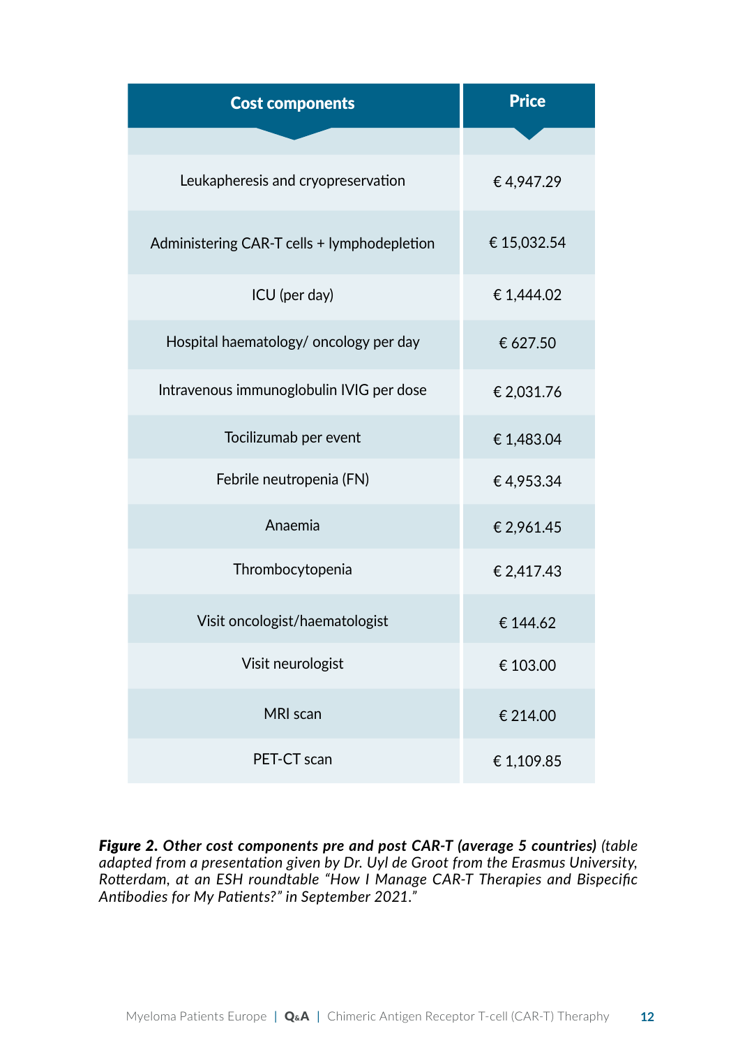| Cost components | Price |
|---|---|
| Leukapheresis and cryopreservation | € 4,947.29 |
| Administering CAR-T cells + lymphodepletion | € 15,032.54 |
| ICU (per day) | € 1,444.02 |
| Hospital haematology/ oncology per day | € 627.50 |
| Intravenous immunoglobulin IVIG per dose | € 2,031.76 |
| Tocilizumab per event | € 1,483.04 |
| Febrile neutropenia (FN) | € 4,953.34 |
| Anaemia | € 2,961.45 |
| Thrombocytopenia | € 2,417.43 |
| Visit oncologist/haematologist | € 144.62 |
| Visit neurologist | € 103.00 |
| MRI scan | € 214.00 |
| PET-CT scan | € 1,109.85 |

***Figure 2. Other cost components pre and post CAR-T (average 5 countries)*** *(table adapted from a presentation given by Dr. Uyl de Groot from the Erasmus University, Rotterdam, at an ESH roundtable "How I Manage CAR-T Therapies and Bispecific Antibodies for My Patients?" in September 2021."*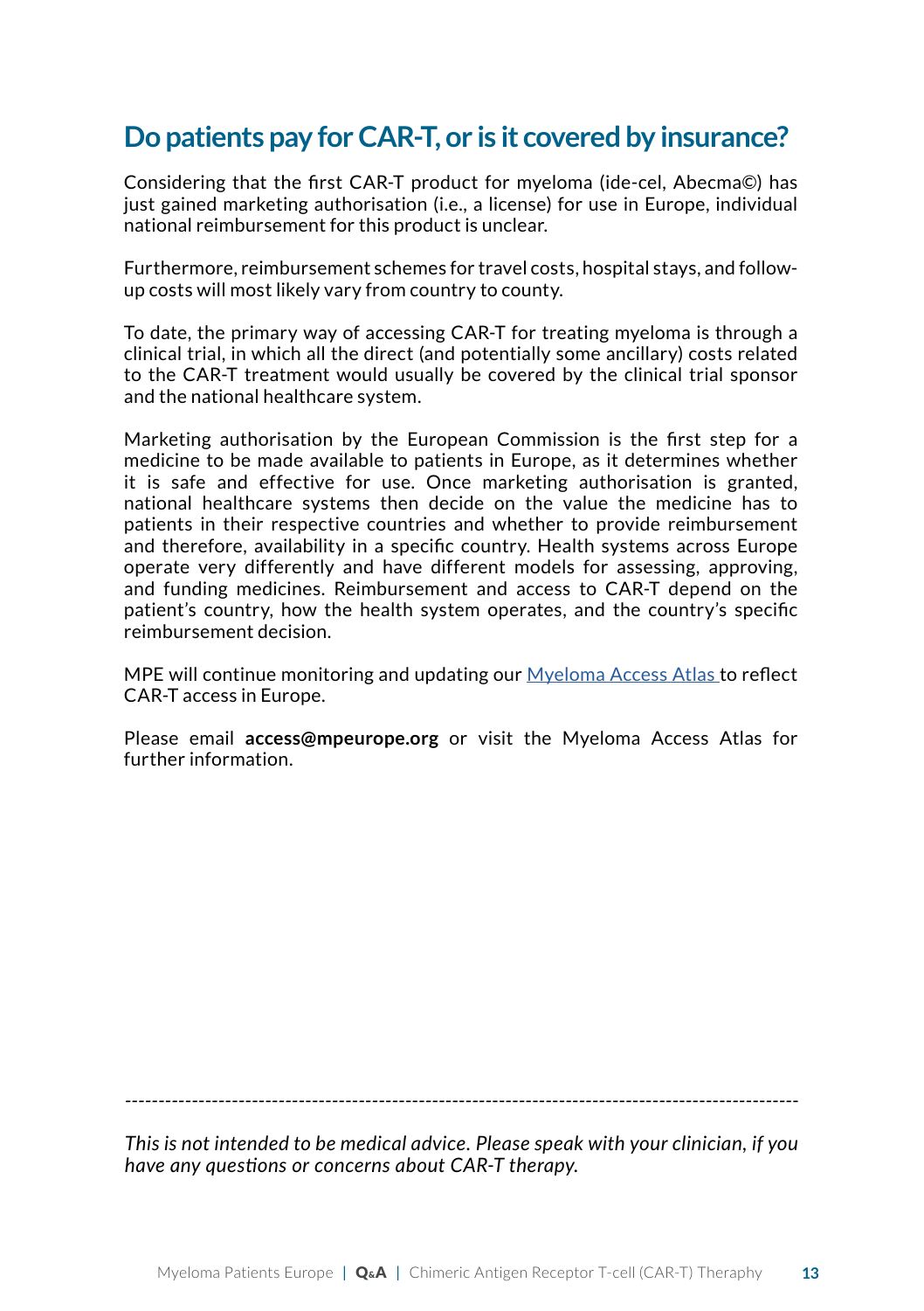## Do patients pay for CAR-T, or is it covered by insurance?

Considering that the first CAR-T product for myeloma (ide-cel, Abecma©) has just gained marketing authorisation (i.e., a license) for use in Europe, individual national reimbursement for this product is unclear.

Furthermore, reimbursement schemes for travel costs, hospital stays, and follow-up costs will most likely vary from country to county.

To date, the primary way of accessing CAR-T for treating myeloma is through a clinical trial, in which all the direct (and potentially some ancillary) costs related to the CAR-T treatment would usually be covered by the clinical trial sponsor and the national healthcare system.

Marketing authorisation by the European Commission is the first step for a medicine to be made available to patients in Europe, as it determines whether it is safe and effective for use. Once marketing authorisation is granted, national healthcare systems then decide on the value the medicine has to patients in their respective countries and whether to provide reimbursement and therefore, availability in a specific country. Health systems across Europe operate very differently and have different models for assessing, approving, and funding medicines. Reimbursement and access to CAR-T depend on the patient's country, how the health system operates, and the country's specific reimbursement decision.

MPE will continue monitoring and updating our [Myeloma Access Atlas](#) to reflect CAR-T access in Europe.

Please email **access@mpeurope.org** or visit the Myeloma Access Atlas for further information.

---

*This is not intended to be medical advice. Please speak with your clinician, if you have any questions or concerns about CAR-T therapy.*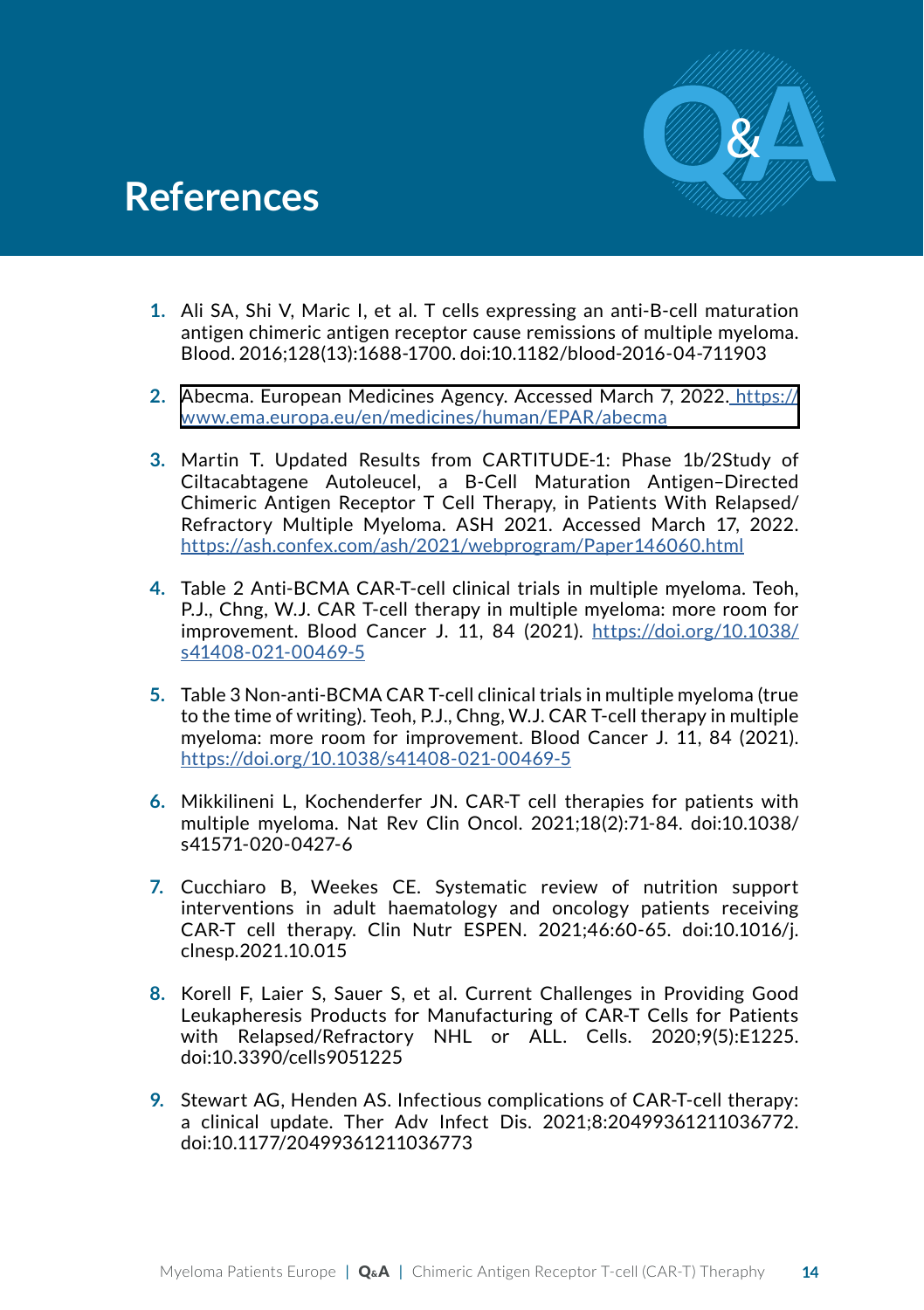# References

1. Ali SA, Shi V, Maric I, et al. T cells expressing an anti-B-cell maturation antigen chimeric antigen receptor cause remissions of multiple myeloma. Blood. 2016;128(13):1688-1700. doi:10.1182/blood-2016-04-711903

2. Abecma. European Medicines Agency. Accessed March 7, 2022. https://www.ema.europa.eu/en/medicines/human/EPAR/abecma

3. Martin T. Updated Results from CARTITUDE-1: Phase 1b/2Study of Ciltacabtagene Autoleucel, a B-Cell Maturation Antigen–Directed Chimeric Antigen Receptor T Cell Therapy, in Patients With Relapsed/Refractory Multiple Myeloma. ASH 2021. Accessed March 17, 2022. https://ash.confex.com/ash/2021/webprogram/Paper146060.html

4. Table 2 Anti-BCMA CAR-T-cell clinical trials in multiple myeloma. Teoh, P.J., Chng, W.J. CAR T-cell therapy in multiple myeloma: more room for improvement. Blood Cancer J. 11, 84 (2021). https://doi.org/10.1038/s41408-021-00469-5

5. Table 3 Non-anti-BCMA CAR T-cell clinical trials in multiple myeloma (true to the time of writing). Teoh, P.J., Chng, W.J. CAR T-cell therapy in multiple myeloma: more room for improvement. Blood Cancer J. 11, 84 (2021). https://doi.org/10.1038/s41408-021-00469-5

6. Mikkilineni L, Kochenderfer JN. CAR-T cell therapies for patients with multiple myeloma. Nat Rev Clin Oncol. 2021;18(2):71-84. doi:10.1038/s41571-020-0427-6

7. Cucchiaro B, Weekes CE. Systematic review of nutrition support interventions in adult haematology and oncology patients receiving CAR-T cell therapy. Clin Nutr ESPEN. 2021;46:60-65. doi:10.1016/j.clnesp.2021.10.015

8. Korell F, Laier S, Sauer S, et al. Current Challenges in Providing Good Leukapheresis Products for Manufacturing of CAR-T Cells for Patients with Relapsed/Refractory NHL or ALL. Cells. 2020;9(5):E1225. doi:10.3390/cells9051225

9. Stewart AG, Henden AS. Infectious complications of CAR-T-cell therapy: a clinical update. Ther Adv Infect Dis. 2021;8:20499361211036772. doi:10.1177/20499361211036773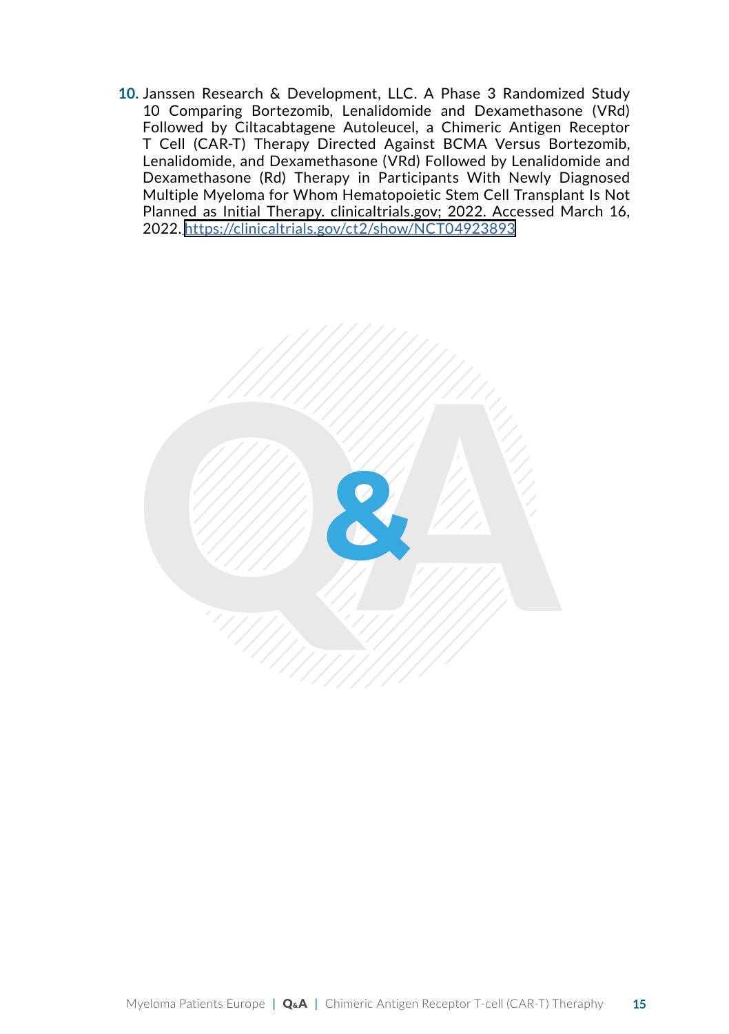10. Janssen Research & Development, LLC. A Phase 3 Randomized Study 10 Comparing Bortezomib, Lenalidomide and Dexamethasone (VRd) Followed by Ciltacabtagene Autoleucel, a Chimeric Antigen Receptor T Cell (CAR-T) Therapy Directed Against BCMA Versus Bortezomib, Lenalidomide, and Dexamethasone (VRd) Followed by Lenalidomide and Dexamethasone (Rd) Therapy in Participants With Newly Diagnosed Multiple Myeloma for Whom Hematopoietic Stem Cell Transplant Is Not Planned as Initial Therapy. clinicaltrials.gov; 2022. Accessed March 16, 2022. https://clinicaltrials.gov/ct2/show/NCT04923893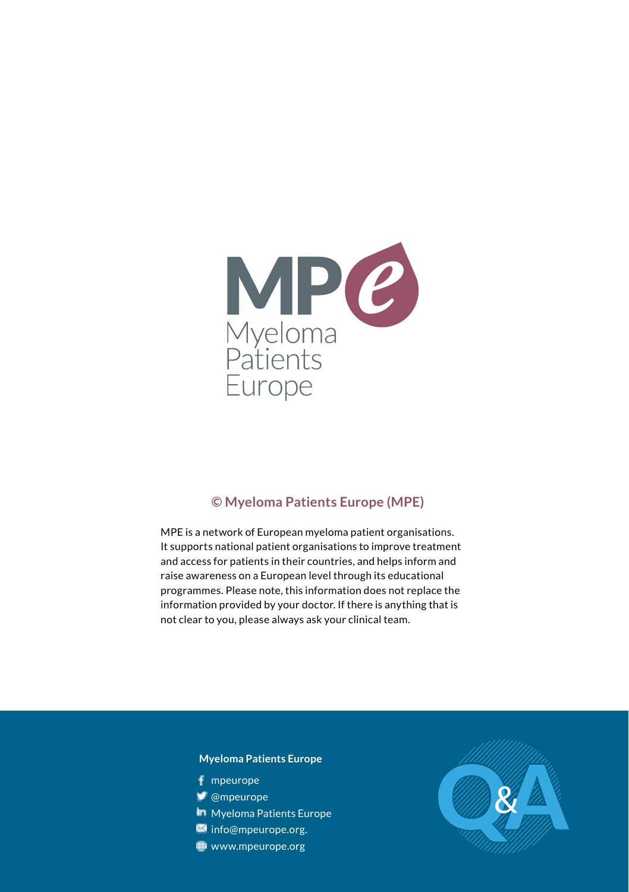MPE

Myeloma Patients Europe

**© Myeloma Patients Europe (MPE)**

MPE is a network of European myeloma patient organisations. It supports national patient organisations to improve treatment and access for patients in their countries, and helps inform and raise awareness on a European level through its educational programmes. Please note, this information does not replace the information provided by your doctor. If there is anything that is not clear to you, please always ask your clinical team.

**Myeloma Patients Europe**

- mpeurope
- @mpeurope
- Myeloma Patients Europe
- info@mpeurope.org.
- www.mpeurope.org

Q&A